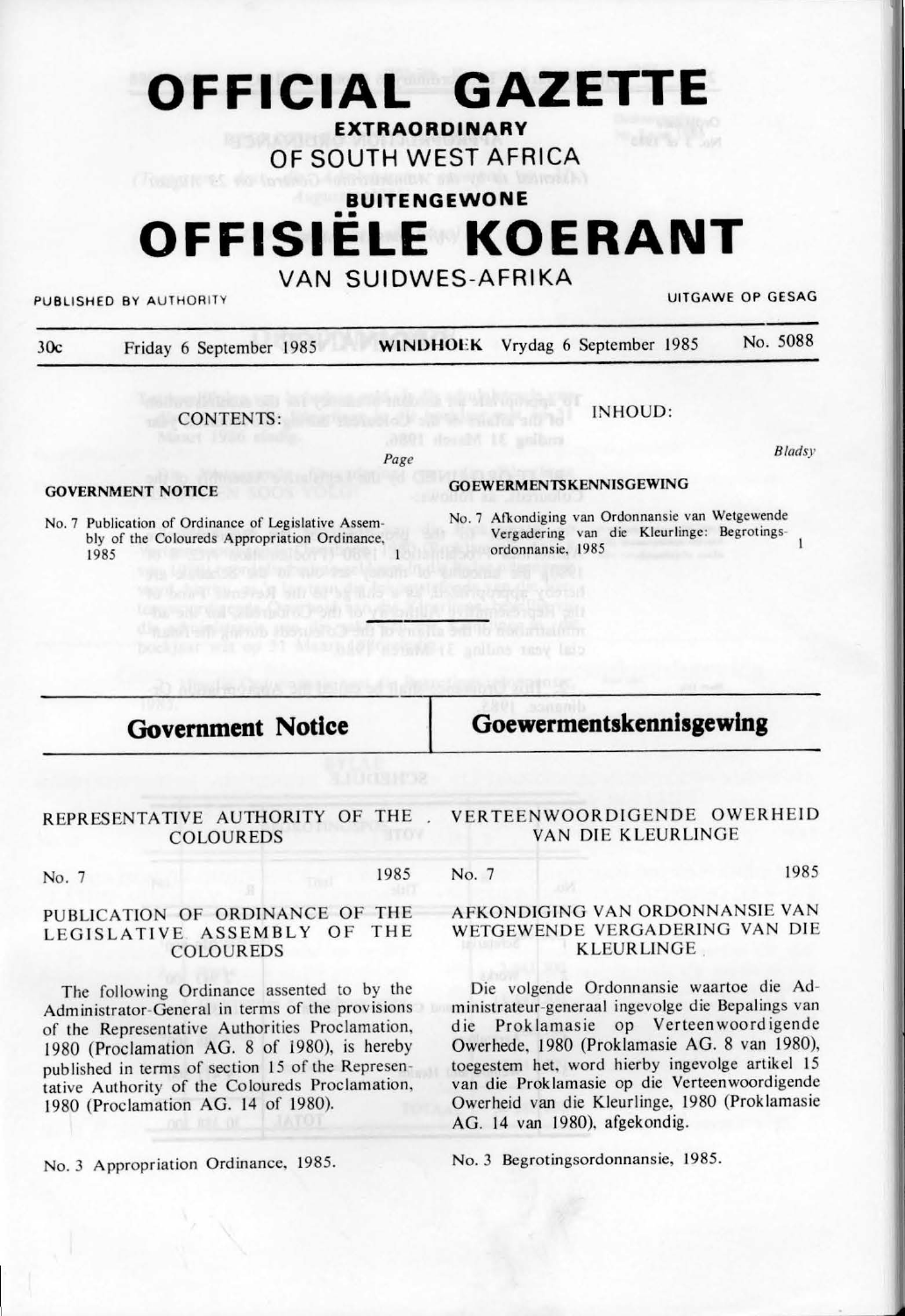# OFFICIAL GAZETTE

**EXTRAORDINARY**

OF SOUTH WEST AFRICA

**BUITENGEWONE**

# OFFISIËLE KOERANT

VAN SUIDWES-AFRIKA

PUBLISHED BY AUTHORITY — UITGAWE OP GESAG

30c — Friday 6 September 1985 — **WINDHOEK** Vrydag 6 September 1985 — No. 5088

CONTENTS: *Page*

**GOVERNMENT NOTICE**

No. 7 Publication of Ordinance of Legislative Assembly of the Coloureds Appropriation Ordinance, 1985 — 1

INHOUD: *Bladsy*

**GOEWERMENTSKENNISGEWING**

No. 7 Afkondiging van Ordonnansie van Wetgewende Vergadering van die Kleurlinge: Begrotingsordonnansie, 1985 — 1

## Government Notice

REPRESENTATIVE AUTHORITY OF THE COLOUREDS

No. 7 — 1985

PUBLICATION OF ORDINANCE OF THE LEGISLATIVE ASSEMBLY OF THE COLOUREDS

The following Ordinance assented to by the Administrator-General in terms of the provisions of the Representative Authorities Proclamation, 1980 (Proclamation AG. 8 of 1980), is hereby published in terms of section 15 of the Representative Authority of the Coloureds Proclamation, 1980 (Proclamation AG. 14 of 1980).

No. 3 Appropriation Ordinance, 1985.

## Goewermentskennisgewing

VERTEENWOORDIGENDE OWERHEID VAN DIE KLEURLINGE

No. 7 — 1985

AFKONDIGING VAN ORDONNANSIE VAN WETGEWENDE VERGADERING VAN DIE KLEURLINGE

Die volgende Ordonnansie waartoe die Administrateur-generaal ingevolge die Bepalings van die Proklamasie op Verteenwoordigende Owerhede, 1980 (Proklamasie AG. 8 van 1980), toegestem het, word hierby ingevolge artikel 15 van die Proklamasie op die Verteenwoordigende Owerheid van die Kleurlinge, 1980 (Proklamasie AG. 14 van 1980), afgekondig.

No. 3 Begrotingsordonnansie, 1985.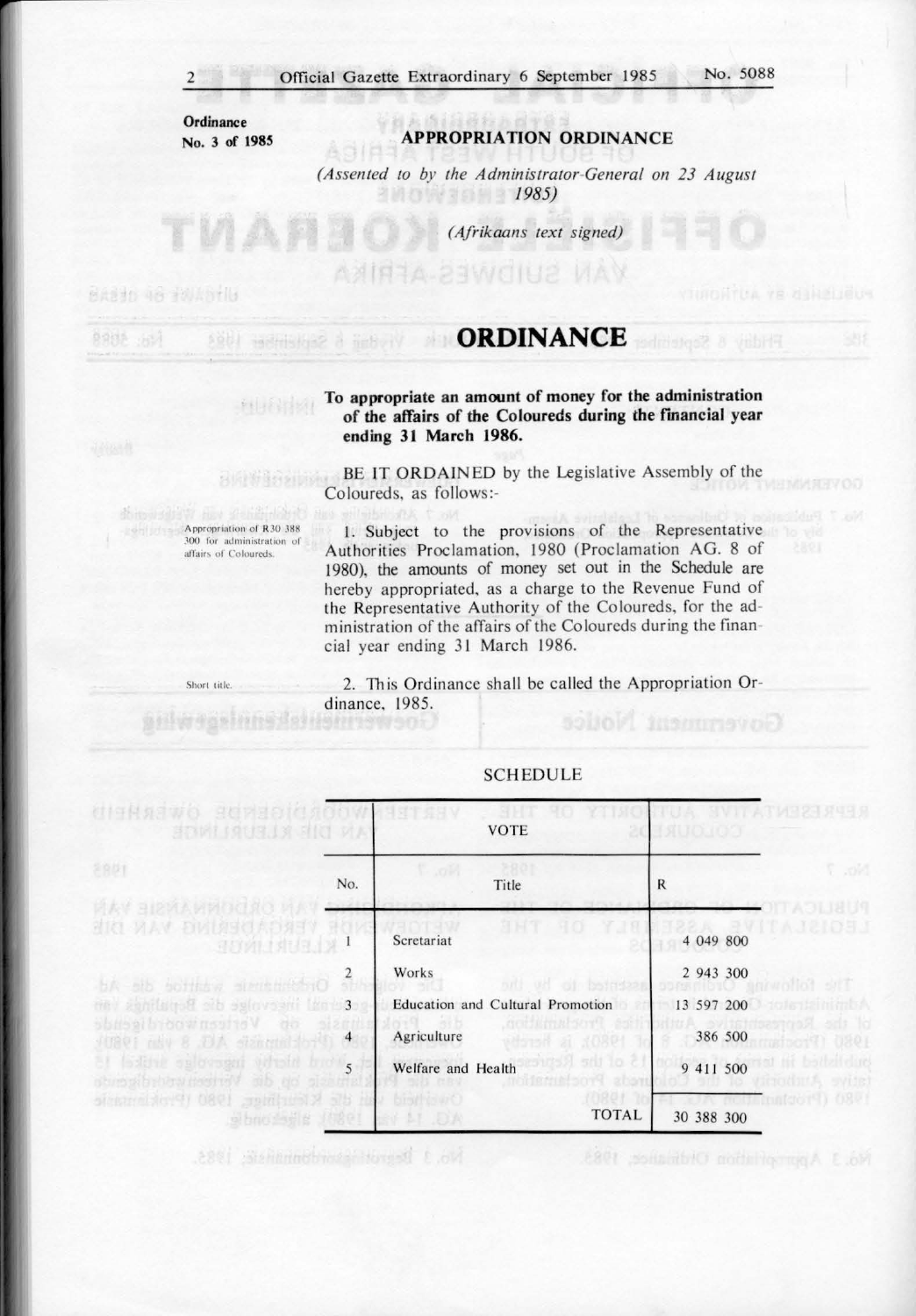Ordinance
No. 3 of 1985

## APPROPRIATION ORDINANCE

*(Assented to by the Administrator-General on 23 August 1985)*

*(Afrikaans text signed)*

# ORDINANCE

**To appropriate an amount of money for the administration of the affairs of the Coloureds during the financial year ending 31 March 1986.**

BE IT ORDAINED by the Legislative Assembly of the Coloureds, as follows:-

Appropriation of R30 388 300 for administration of affairs of Coloureds.

1. Subject to the provisions of the Representative Authorities Proclamation, 1980 (Proclamation AG. 8 of 1980), the amounts of money set out in the Schedule are hereby appropriated, as a charge to the Revenue Fund of the Representative Authority of the Coloureds, for the administration of the affairs of the Coloureds during the financial year ending 31 March 1986.

Short title.

2. This Ordinance shall be called the Appropriation Ordinance, 1985.

SCHEDULE

| VOTE | | |
|---|---|---|
| No. | Title | R |
| 1 | Scretariat | 4 049 800 |
| 2 | Works | 2 943 300 |
| 3 | Education and Cultural Promotion | 13 597 200 |
| 4 | Agriculture | 386 500 |
| 5 | Welfare and Health | 9 411 500 |
| | TOTAL | 30 388 300 |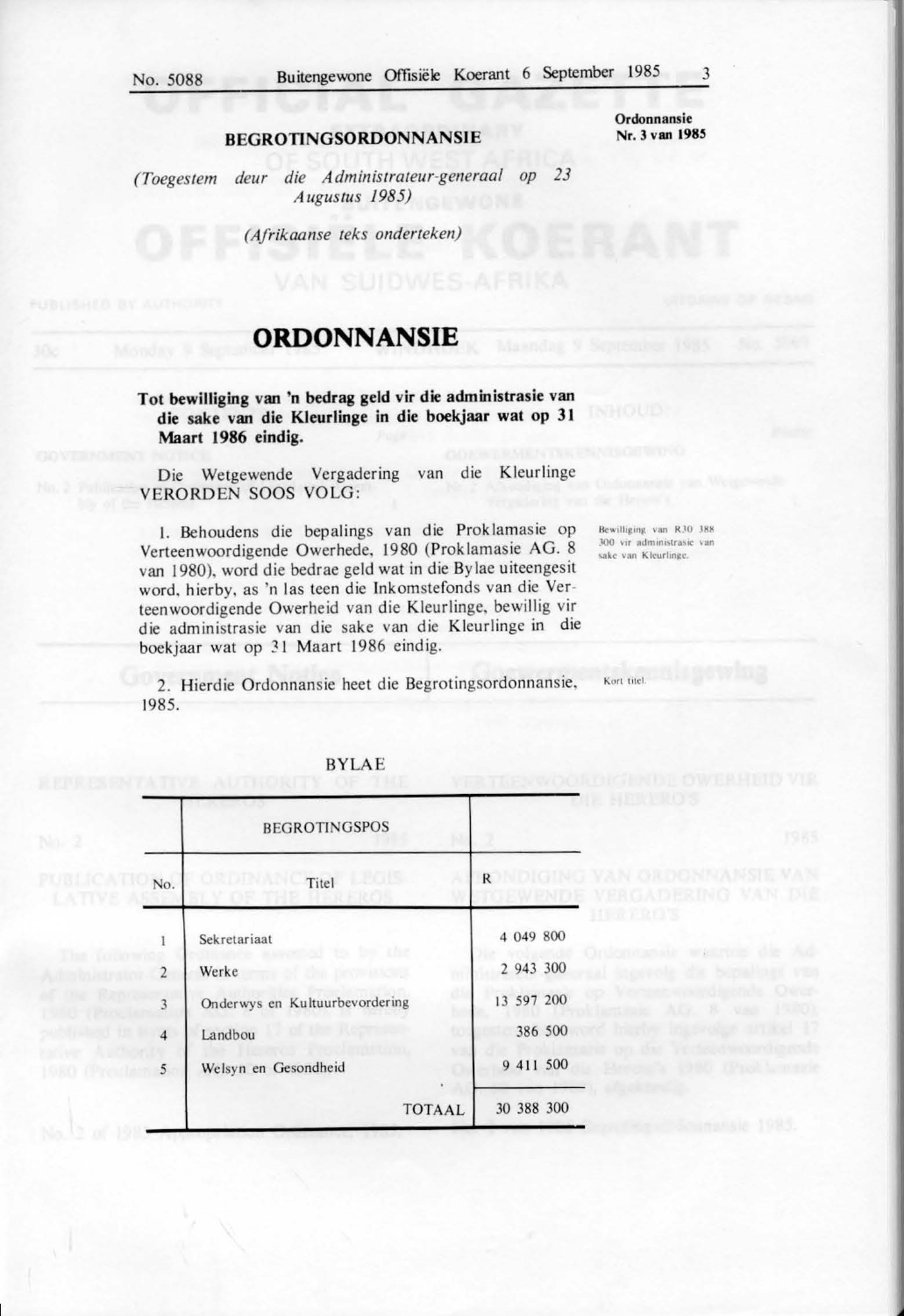**BEGROTINGSORDONNANSIE**

**Ordonnansie Nr. 3 van 1985**

*(Toegestem deur die Administrateur-generaal op 23 Augustus 1985)*

*(Afrikaanse teks onderteken)*

# ORDONNANSIE

**Tot bewilliging van 'n bedrag geld vir die administrasie van die sake van die Kleurlinge in die boekjaar wat op 31 Maart 1986 eindig.**

Die Wetgewende Vergadering van die Kleurlinge VERORDEN SOOS VOLG:

Bewilliging van R30 388 300 vir administrasie van sake van Kleurlinge.

1. Behoudens die bepalings van die Proklamasie op Verteenwoordigende Owerhede, 1980 (Proklamasie AG. 8 van 1980), word die bedrae geld wat in die Bylae uiteengesit word, hierby, as 'n las teen die Inkomstefonds van die Verteenwoordigende Owerheid van die Kleurlinge, bewillig vir die administrasie van die sake van die Kleurlinge in die boekjaar wat op 31 Maart 1986 eindig.

Kort titel.

2. Hierdie Ordonnansie heet die Begrotingsordonnansie, 1985.

BYLAE

| BEGROTINGSPOS | | |
|---|---|---|
| No. | Titel | R |
| 1 | Sekretariaat | 4 049 800 |
| 2 | Werke | 2 943 300 |
| 3 | Onderwys en Kultuurbevordering | 13 597 200 |
| 4 | Landbou | 386 500 |
| 5 | Welsyn en Gesondheid | 9 411 500 |
| | TOTAAL | 30 388 300 |